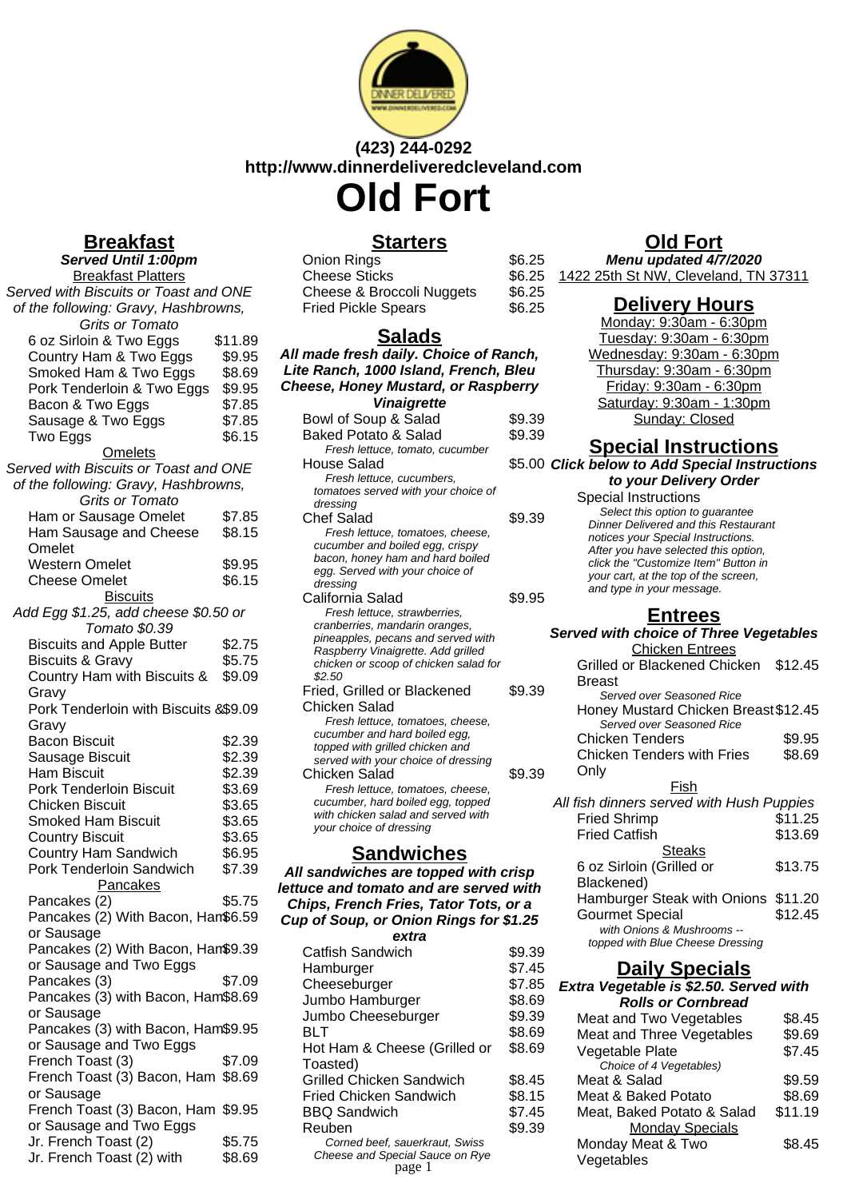(423) 244-0292
http://www.dinnerdeliveredcleveland.com

# Old Fort

## Breakfast

**_Served Until 1:00pm_**

### Breakfast Platters

Served with Biscuits or Toast and ONE of the following: Gravy, Hashbrowns, Grits or Tomato

| Item | Price |
|---|---|
| 6 oz Sirloin & Two Eggs | $11.89 |
| Country Ham & Two Eggs | $9.95 |
| Smoked Ham & Two Eggs | $8.69 |
| Pork Tenderloin & Two Eggs | $9.95 |
| Bacon & Two Eggs | $7.85 |
| Sausage & Two Eggs | $7.85 |
| Two Eggs | $6.15 |

### Omelets

Served with Biscuits or Toast and ONE of the following: Gravy, Hashbrowns, Grits or Tomato

| Item | Price |
|---|---|
| Ham or Sausage Omelet | $7.85 |
| Ham Sausage and Cheese Omelet | $8.15 |
| Western Omelet | $9.95 |
| Cheese Omelet | $6.15 |

### Biscuits

Add Egg $1.25, add cheese $0.50 or Tomato $0.39

| Item | Price |
|---|---|
| Biscuits and Apple Butter | $2.75 |
| Biscuits & Gravy | $5.75 |
| Country Ham with Biscuits & Gravy | $9.09 |
| Pork Tenderloin with Biscuits & Gravy | $9.09 |
| Bacon Biscuit | $2.39 |
| Sausage Biscuit | $2.39 |
| Ham Biscuit | $2.39 |
| Pork Tenderloin Biscuit | $3.69 |
| Chicken Biscuit | $3.65 |
| Smoked Ham Biscuit | $3.65 |
| Country Biscuit | $3.65 |
| Country Ham Sandwich | $6.95 |
| Pork Tenderloin Sandwich | $7.39 |

### Pancakes

| Item | Price |
|---|---|
| Pancakes (2) | $5.75 |
| Pancakes (2) With Bacon, Ham or Sausage | $6.59 |
| Pancakes (2) With Bacon, Ham or Sausage and Two Eggs | $9.39 |
| Pancakes (3) | $7.09 |
| Pancakes (3) with Bacon, Ham or Sausage | $8.69 |
| Pancakes (3) with Bacon, Ham or Sausage and Two Eggs | $9.95 |
| French Toast (3) | $7.09 |
| French Toast (3) Bacon, Ham or Sausage | $8.69 |
| French Toast (3) Bacon, Ham or Sausage and Two Eggs | $9.95 |
| Jr. French Toast (2) | $5.75 |
| Jr. French Toast (2) with | $8.69 |

## Starters

| Item | Price |
|---|---|
| Onion Rings | $6.25 |
| Cheese Sticks | $6.25 |
| Cheese & Broccoli Nuggets | $6.25 |
| Fried Pickle Spears | $6.25 |

## Salads

**_All made fresh daily. Choice of Ranch, Lite Ranch, 1000 Island, French, Bleu Cheese, Honey Mustard, or Raspberry Vinaigrette_**

| Item | Price |
|---|---|
| Bowl of Soup & Salad | $9.39 |
| Baked Potato & Salad<br>*Fresh lettuce, tomato, cucumber* | $9.39 |
| House Salad<br>*Fresh lettuce, cucumbers, tomatoes served with your choice of dressing* | $5.00 |
| Chef Salad<br>*Fresh lettuce, tomatoes, cheese, cucumber and boiled egg, crispy bacon, honey ham and hard boiled egg. Served with your choice of dressing* | $9.39 |
| California Salad<br>*Fresh lettuce, strawberries, cranberries, mandarin oranges, pineapples, pecans and served with Raspberry Vinaigrette. Add grilled chicken or scoop of chicken salad for $2.50* | $9.95 |
| Fried, Grilled or Blackened Chicken Salad<br>*Fresh lettuce, tomatoes, cheese, cucumber and hard boiled egg, topped with grilled chicken and served with your choice of dressing* | $9.39 |
| Chicken Salad<br>*Fresh lettuce, tomatoes, cheese, cucumber, hard boiled egg, topped with chicken salad and served with your choice of dressing* | $9.39 |

## Sandwiches

**_All sandwiches are topped with crisp lettuce and tomato and are served with Chips, French Fries, Tator Tots, or a Cup of Soup, or Onion Rings for $1.25 extra_**

| Item | Price |
|---|---|
| Catfish Sandwich | $9.39 |
| Hamburger | $7.45 |
| Cheeseburger | $7.85 |
| Jumbo Hamburger | $8.69 |
| Jumbo Cheeseburger | $9.39 |
| BLT | $8.69 |
| Hot Ham & Cheese (Grilled or Toasted) | $8.69 |
| Grilled Chicken Sandwich | $8.45 |
| Fried Chicken Sandwich | $8.15 |
| BBQ Sandwich | $7.45 |
| Reuben<br>*Corned beef, sauerkraut, Swiss Cheese and Special Sauce on Rye* | $9.39 |

## Old Fort

**_Menu updated 4/7/2020_**

1422 25th St NW, Cleveland, TN 37311

## Delivery Hours

Monday: 9:30am - 6:30pm
Tuesday: 9:30am - 6:30pm
Wednesday: 9:30am - 6:30pm
Thursday: 9:30am - 6:30pm
Friday: 9:30am - 6:30pm
Saturday: 9:30am - 1:30pm
Sunday: Closed

## Special Instructions

**_Click below to Add Special Instructions to your Delivery Order_**

Special Instructions
*Select this option to guarantee Dinner Delivered and this Restaurant notices your Special Instructions. After you have selected this option, click the "Customize Item" Button in your cart, at the top of the screen, and type in your message.*

## Entrees

**_Served with choice of Three Vegetables_**

### Chicken Entrees

| Item | Price |
|---|---|
| Grilled or Blackened Chicken Breast<br>*Served over Seasoned Rice* | $12.45 |
| Honey Mustard Chicken Breast<br>*Served over Seasoned Rice* | $12.45 |
| Chicken Tenders | $9.95 |
| Chicken Tenders with Fries Only | $8.69 |

### Fish

All fish dinners served with Hush Puppies

| Item | Price |
|---|---|
| Fried Shrimp | $11.25 |
| Fried Catfish | $13.69 |

### Steaks

| Item | Price |
|---|---|
| 6 oz Sirloin (Grilled or Blackened) | $13.75 |
| Hamburger Steak with Onions | $11.20 |
| Gourmet Special<br>*with Onions & Mushrooms -- topped with Blue Cheese Dressing* | $12.45 |

## Daily Specials

**_Extra Vegetable is $2.50. Served with Rolls or Cornbread_**

| Item | Price |
|---|---|
| Meat and Two Vegetables | $8.45 |
| Meat and Three Vegetables | $9.69 |
| Vegetable Plate<br>*Choice of 4 Vegetables)* | $7.45 |
| Meat & Salad | $9.59 |
| Meat & Baked Potato | $8.69 |
| Meat, Baked Potato & Salad | $11.19 |

### Monday Specials

| Item | Price |
|---|---|
| Monday Meat & Two Vegetables | $8.45 |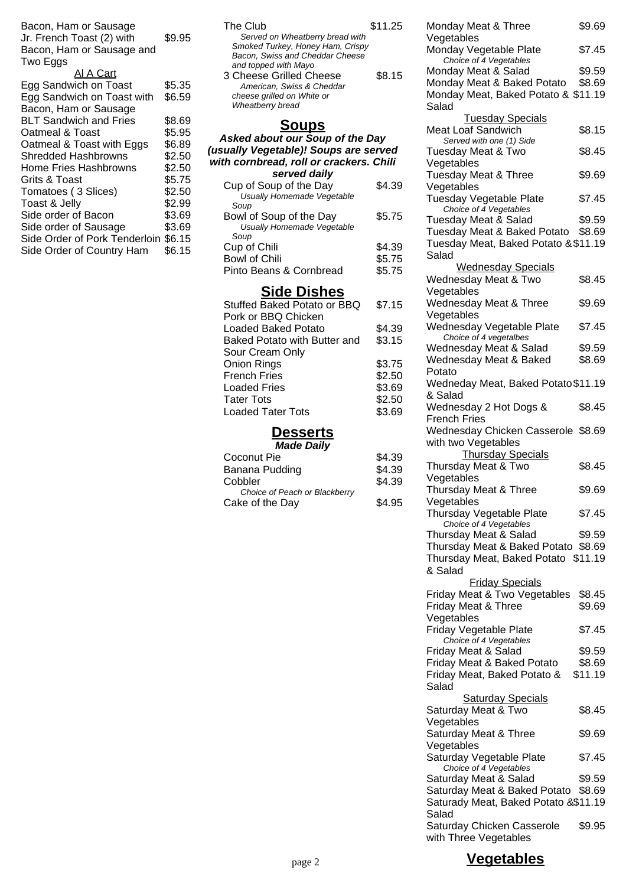Bacon, Ham or Sausage

| | |
|---|---|
| Jr. French Toast (2) with Bacon, Ham or Sausage and Two Eggs | $9.95 |

Al A Cart

| | |
|---|---|
| Egg Sandwich on Toast | $5.35 |
| Egg Sandwich on Toast with Bacon, Ham or Sausage | $6.59 |
| BLT Sandwich and Fries | $8.69 |
| Oatmeal & Toast | $5.95 |
| Oatmeal & Toast with Eggs | $6.89 |
| Shredded Hashbrowns | $2.50 |
| Home Fries Hashbrowns | $2.50 |
| Grits & Toast | $5.75 |
| Tomatoes ( 3 Slices) | $2.50 |
| Toast & Jelly | $2.99 |
| Side order of Bacon | $3.69 |
| Side order of Sausage | $3.69 |
| Side Order of Pork Tenderloin | $6.15 |
| Side Order of Country Ham | $6.15 |

| | |
|---|---|
| The Club<br>*Served on Wheatberry bread with Smoked Turkey, Honey Ham, Crispy Bacon, Swiss and Cheddar Cheese and topped with Mayo* | $11.25 |
| 3 Cheese Grilled Cheese<br>*American, Swiss & Cheddar cheese grilled on White or Wheatberry bread* | $8.15 |

## Soups

***Asked about our Soup of the Day (usually Vegetable)! Soups are served with cornbread, roll or crackers. Chili served daily***

| | |
|---|---|
| Cup of Soup of the Day<br>*Usually Homemade Vegetable Soup* | $4.39 |
| Bowl of Soup of the Day<br>*Usually Homemade Vegetable Soup* | $5.75 |
| Cup of Chili | $4.39 |
| Bowl of Chili | $5.75 |
| Pinto Beans & Cornbread | $5.75 |

## Side Dishes

| | |
|---|---|
| Stuffed Baked Potato or BBQ Pork or BBQ Chicken | $7.15 |
| Loaded Baked Potato | $4.39 |
| Baked Potato with Butter and Sour Cream Only | $3.15 |
| Onion Rings | $3.75 |
| French Fries | $2.50 |
| Loaded Fries | $3.69 |
| Tater Tots | $2.50 |
| Loaded Tater Tots | $3.69 |

## Desserts

***Made Daily***

| | |
|---|---|
| Coconut Pie | $4.39 |
| Banana Pudding | $4.39 |
| Cobbler<br>*Choice of Peach or Blackberry* | $4.39 |
| Cake of the Day | $4.95 |

| | |
|---|---|
| Monday Meat & Three Vegetables | $9.69 |
| Monday Vegetable Plate<br>*Choice of 4 Vegetables* | $7.45 |
| Monday Meat & Salad | $9.59 |
| Monday Meat & Baked Potato | $8.69 |
| Monday Meat, Baked Potato & Salad | $11.19 |

Tuesday Specials

| | |
|---|---|
| Meat Loaf Sandwich<br>*Served with one (1) Side* | $8.15 |
| Tuesday Meat & Two Vegetables | $8.45 |
| Tuesday Meat & Three Vegetables | $9.69 |
| Tuesday Vegetable Plate<br>*Choice of 4 Vegetables* | $7.45 |
| Tuesday Meat & Salad | $9.59 |
| Tuesday Meat & Baked Potato | $8.69 |
| Tuesday Meat, Baked Potato & Salad | $11.19 |

Wednesday Specials

| | |
|---|---|
| Wednesday Meat & Two Vegetables | $8.45 |
| Wednesday Meat & Three Vegetables | $9.69 |
| Wednesday Vegetable Plate<br>*Choice of 4 vegetalbes* | $7.45 |
| Wednesday Meat & Salad | $9.59 |
| Wednesday Meat & Baked Potato | $8.69 |
| Wedneday Meat, Baked Potato & Salad | $11.19 |
| Wednesday 2 Hot Dogs & French Fries | $8.45 |
| Wednesday Chicken Casserole with two Vegetables | $8.69 |

Thursday Specials

| | |
|---|---|
| Thursday Meat & Two Vegetables | $8.45 |
| Thursday Meat & Three Vegetables | $9.69 |
| Thursday Vegetable Plate<br>*Choice of 4 Vegetables* | $7.45 |
| Thursday Meat & Salad | $9.59 |
| Thursday Meat & Baked Potato | $8.69 |
| Thursday Meat, Baked Potato & Salad | $11.19 |

Friday Specials

| | |
|---|---|
| Friday Meat & Two Vegetables | $8.45 |
| Friday Meat & Three Vegetables | $9.69 |
| Friday Vegetable Plate<br>*Choice of 4 Vegetables* | $7.45 |
| Friday Meat & Salad | $9.59 |
| Friday Meat & Baked Potato | $8.69 |
| Friday Meat, Baked Potato & Salad | $11.19 |

Saturday Specials

| | |
|---|---|
| Saturday Meat & Two Vegetables | $8.45 |
| Saturday Meat & Three Vegetables | $9.69 |
| Saturday Vegetable Plate<br>*Choice of 4 Vegetables* | $7.45 |
| Saturday Meat & Salad | $9.59 |
| Saturday Meat & Baked Potato | $8.69 |
| Saturady Meat, Baked Potato & Salad | $11.19 |
| Saturday Chicken Casserole with Three Vegetables | $9.95 |

## Vegetables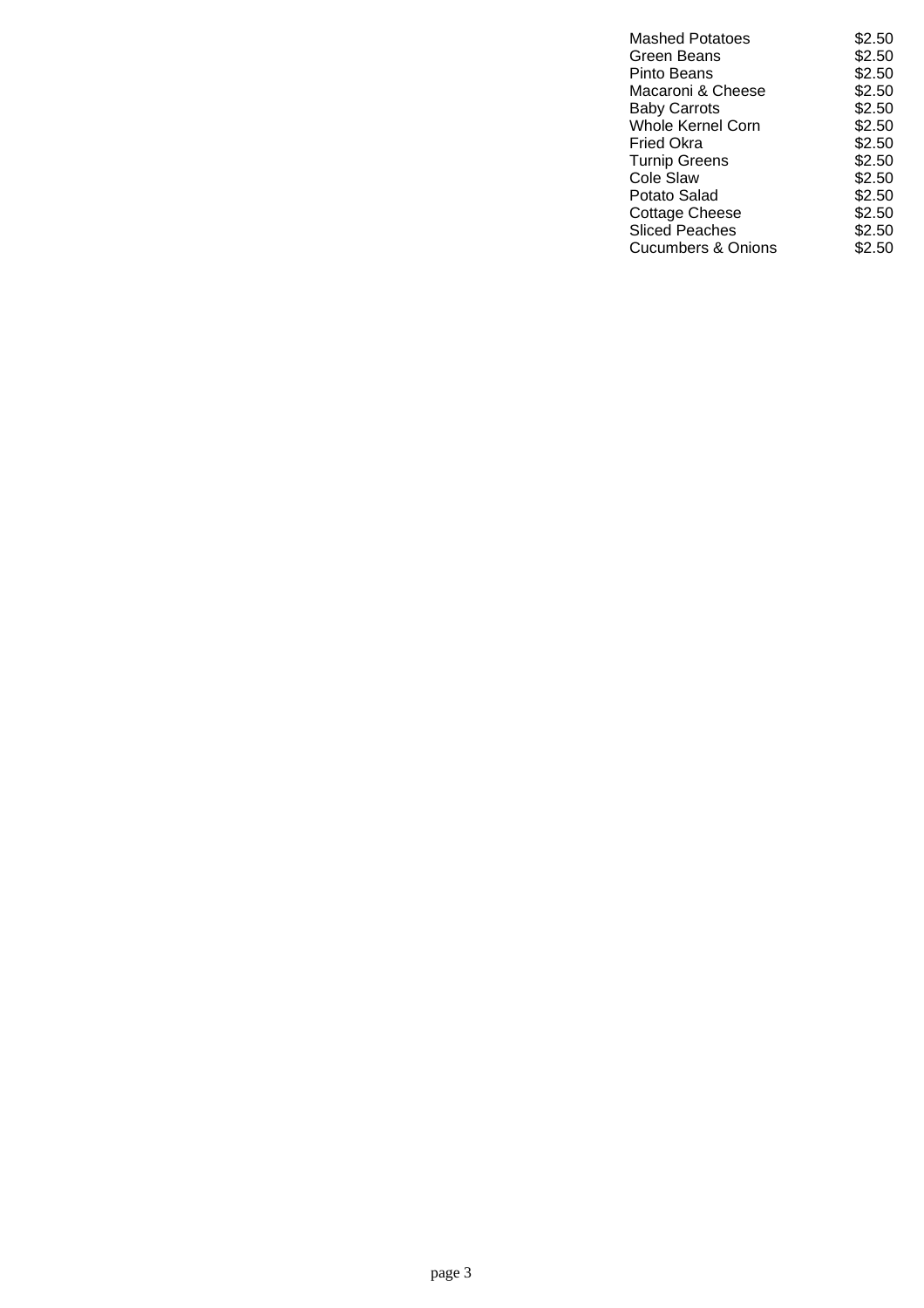| | |
|---|---|
| Mashed Potatoes | $2.50 |
| Green Beans | $2.50 |
| Pinto Beans | $2.50 |
| Macaroni & Cheese | $2.50 |
| Baby Carrots | $2.50 |
| Whole Kernel Corn | $2.50 |
| Fried Okra | $2.50 |
| Turnip Greens | $2.50 |
| Cole Slaw | $2.50 |
| Potato Salad | $2.50 |
| Cottage Cheese | $2.50 |
| Sliced Peaches | $2.50 |
| Cucumbers & Onions | $2.50 |